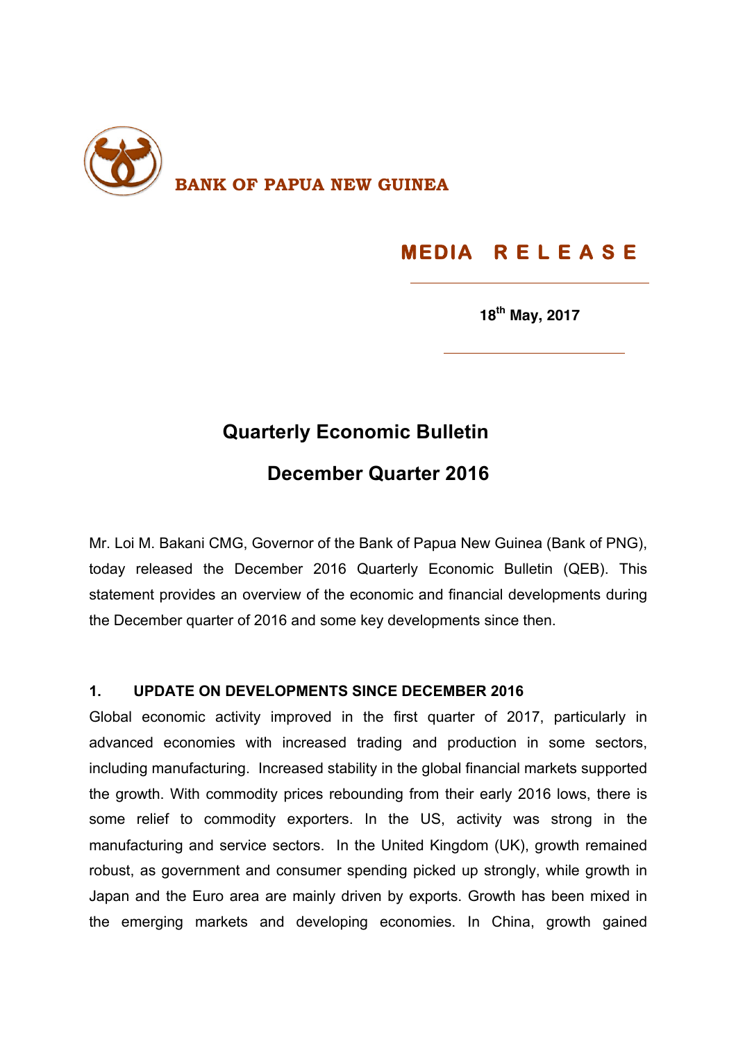**BANK OF PAPUA NEW GUINEA**

**MEDIA RELEASE**

**18th May, 2017**

# Quarterly Economic Bulletin

## December Quarter 2016

Mr. Loi M. Bakani CMG, Governor of the Bank of Papua New Guinea (Bank of PNG), today released the December 2016 Quarterly Economic Bulletin (QEB). This statement provides an overview of the economic and financial developments during the December quarter of 2016 and some key developments since then.

### 1. UPDATE ON DEVELOPMENTS SINCE DECEMBER 2016

Global economic activity improved in the first quarter of 2017, particularly in advanced economies with increased trading and production in some sectors, including manufacturing. Increased stability in the global financial markets supported the growth. With commodity prices rebounding from their early 2016 lows, there is some relief to commodity exporters. In the US, activity was strong in the manufacturing and service sectors. In the United Kingdom (UK), growth remained robust, as government and consumer spending picked up strongly, while growth in Japan and the Euro area are mainly driven by exports. Growth has been mixed in the emerging markets and developing economies. In China, growth gained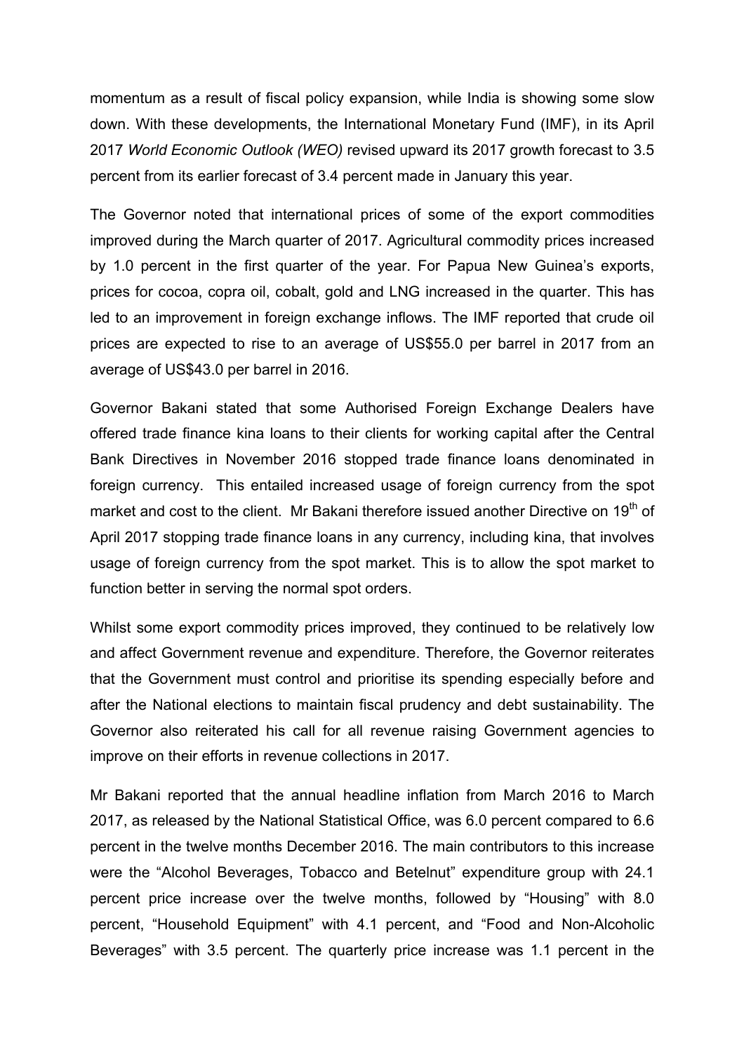momentum as a result of fiscal policy expansion, while India is showing some slow down. With these developments, the International Monetary Fund (IMF), in its April 2017 *World Economic Outlook (WEO)* revised upward its 2017 growth forecast to 3.5 percent from its earlier forecast of 3.4 percent made in January this year.

The Governor noted that international prices of some of the export commodities improved during the March quarter of 2017. Agricultural commodity prices increased by 1.0 percent in the first quarter of the year. For Papua New Guinea's exports, prices for cocoa, copra oil, cobalt, gold and LNG increased in the quarter. This has led to an improvement in foreign exchange inflows. The IMF reported that crude oil prices are expected to rise to an average of US$55.0 per barrel in 2017 from an average of US$43.0 per barrel in 2016.

Governor Bakani stated that some Authorised Foreign Exchange Dealers have offered trade finance kina loans to their clients for working capital after the Central Bank Directives in November 2016 stopped trade finance loans denominated in foreign currency. This entailed increased usage of foreign currency from the spot market and cost to the client. Mr Bakani therefore issued another Directive on 19th of April 2017 stopping trade finance loans in any currency, including kina, that involves usage of foreign currency from the spot market. This is to allow the spot market to function better in serving the normal spot orders.

Whilst some export commodity prices improved, they continued to be relatively low and affect Government revenue and expenditure. Therefore, the Governor reiterates that the Government must control and prioritise its spending especially before and after the National elections to maintain fiscal prudency and debt sustainability. The Governor also reiterated his call for all revenue raising Government agencies to improve on their efforts in revenue collections in 2017.

Mr Bakani reported that the annual headline inflation from March 2016 to March 2017, as released by the National Statistical Office, was 6.0 percent compared to 6.6 percent in the twelve months December 2016. The main contributors to this increase were the "Alcohol Beverages, Tobacco and Betelnut" expenditure group with 24.1 percent price increase over the twelve months, followed by "Housing" with 8.0 percent, "Household Equipment" with 4.1 percent, and "Food and Non-Alcoholic Beverages" with 3.5 percent. The quarterly price increase was 1.1 percent in the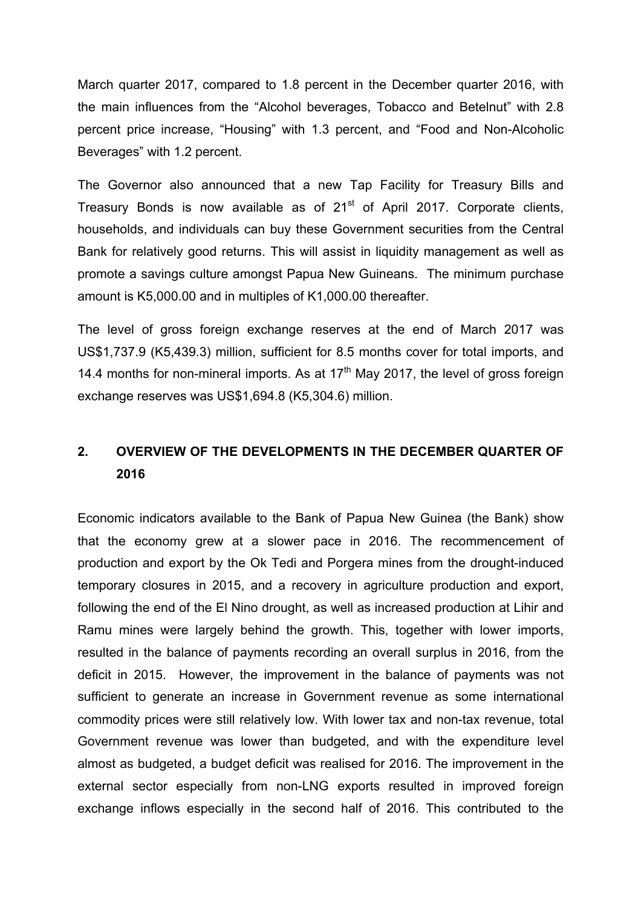March quarter 2017, compared to 1.8 percent in the December quarter 2016, with the main influences from the "Alcohol beverages, Tobacco and Betelnut" with 2.8 percent price increase, "Housing" with 1.3 percent, and "Food and Non-Alcoholic Beverages" with 1.2 percent.

The Governor also announced that a new Tap Facility for Treasury Bills and Treasury Bonds is now available as of 21st of April 2017. Corporate clients, households, and individuals can buy these Government securities from the Central Bank for relatively good returns. This will assist in liquidity management as well as promote a savings culture amongst Papua New Guineans. The minimum purchase amount is K5,000.00 and in multiples of K1,000.00 thereafter.

The level of gross foreign exchange reserves at the end of March 2017 was US$1,737.9 (K5,439.3) million, sufficient for 8.5 months cover for total imports, and 14.4 months for non-mineral imports. As at 17th May 2017, the level of gross foreign exchange reserves was US$1,694.8 (K5,304.6) million.

## 2. OVERVIEW OF THE DEVELOPMENTS IN THE DECEMBER QUARTER OF 2016

Economic indicators available to the Bank of Papua New Guinea (the Bank) show that the economy grew at a slower pace in 2016. The recommencement of production and export by the Ok Tedi and Porgera mines from the drought-induced temporary closures in 2015, and a recovery in agriculture production and export, following the end of the El Nino drought, as well as increased production at Lihir and Ramu mines were largely behind the growth. This, together with lower imports, resulted in the balance of payments recording an overall surplus in 2016, from the deficit in 2015. However, the improvement in the balance of payments was not sufficient to generate an increase in Government revenue as some international commodity prices were still relatively low. With lower tax and non-tax revenue, total Government revenue was lower than budgeted, and with the expenditure level almost as budgeted, a budget deficit was realised for 2016. The improvement in the external sector especially from non-LNG exports resulted in improved foreign exchange inflows especially in the second half of 2016. This contributed to the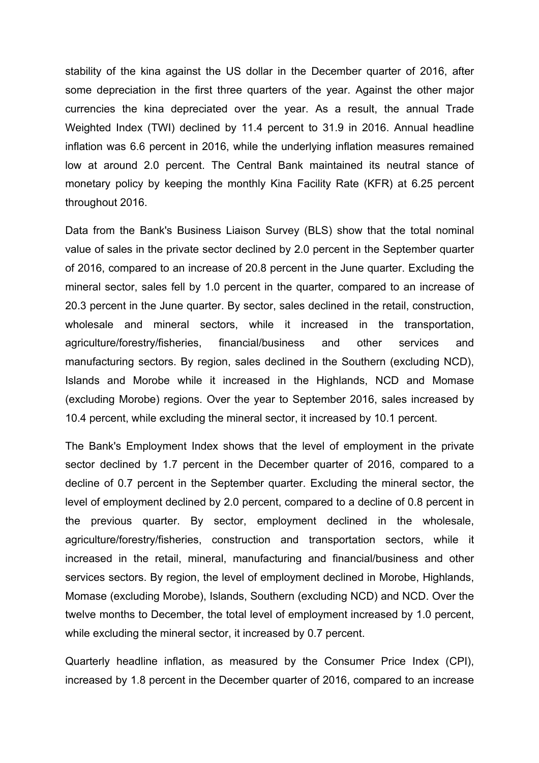stability of the kina against the US dollar in the December quarter of 2016, after some depreciation in the first three quarters of the year. Against the other major currencies the kina depreciated over the year. As a result, the annual Trade Weighted Index (TWI) declined by 11.4 percent to 31.9 in 2016. Annual headline inflation was 6.6 percent in 2016, while the underlying inflation measures remained low at around 2.0 percent. The Central Bank maintained its neutral stance of monetary policy by keeping the monthly Kina Facility Rate (KFR) at 6.25 percent throughout 2016.

Data from the Bank's Business Liaison Survey (BLS) show that the total nominal value of sales in the private sector declined by 2.0 percent in the September quarter of 2016, compared to an increase of 20.8 percent in the June quarter. Excluding the mineral sector, sales fell by 1.0 percent in the quarter, compared to an increase of 20.3 percent in the June quarter. By sector, sales declined in the retail, construction, wholesale and mineral sectors, while it increased in the transportation, agriculture/forestry/fisheries, financial/business and other services and manufacturing sectors. By region, sales declined in the Southern (excluding NCD), Islands and Morobe while it increased in the Highlands, NCD and Momase (excluding Morobe) regions. Over the year to September 2016, sales increased by 10.4 percent, while excluding the mineral sector, it increased by 10.1 percent.

The Bank's Employment Index shows that the level of employment in the private sector declined by 1.7 percent in the December quarter of 2016, compared to a decline of 0.7 percent in the September quarter. Excluding the mineral sector, the level of employment declined by 2.0 percent, compared to a decline of 0.8 percent in the previous quarter. By sector, employment declined in the wholesale, agriculture/forestry/fisheries, construction and transportation sectors, while it increased in the retail, mineral, manufacturing and financial/business and other services sectors. By region, the level of employment declined in Morobe, Highlands, Momase (excluding Morobe), Islands, Southern (excluding NCD) and NCD. Over the twelve months to December, the total level of employment increased by 1.0 percent, while excluding the mineral sector, it increased by 0.7 percent.

Quarterly headline inflation, as measured by the Consumer Price Index (CPI), increased by 1.8 percent in the December quarter of 2016, compared to an increase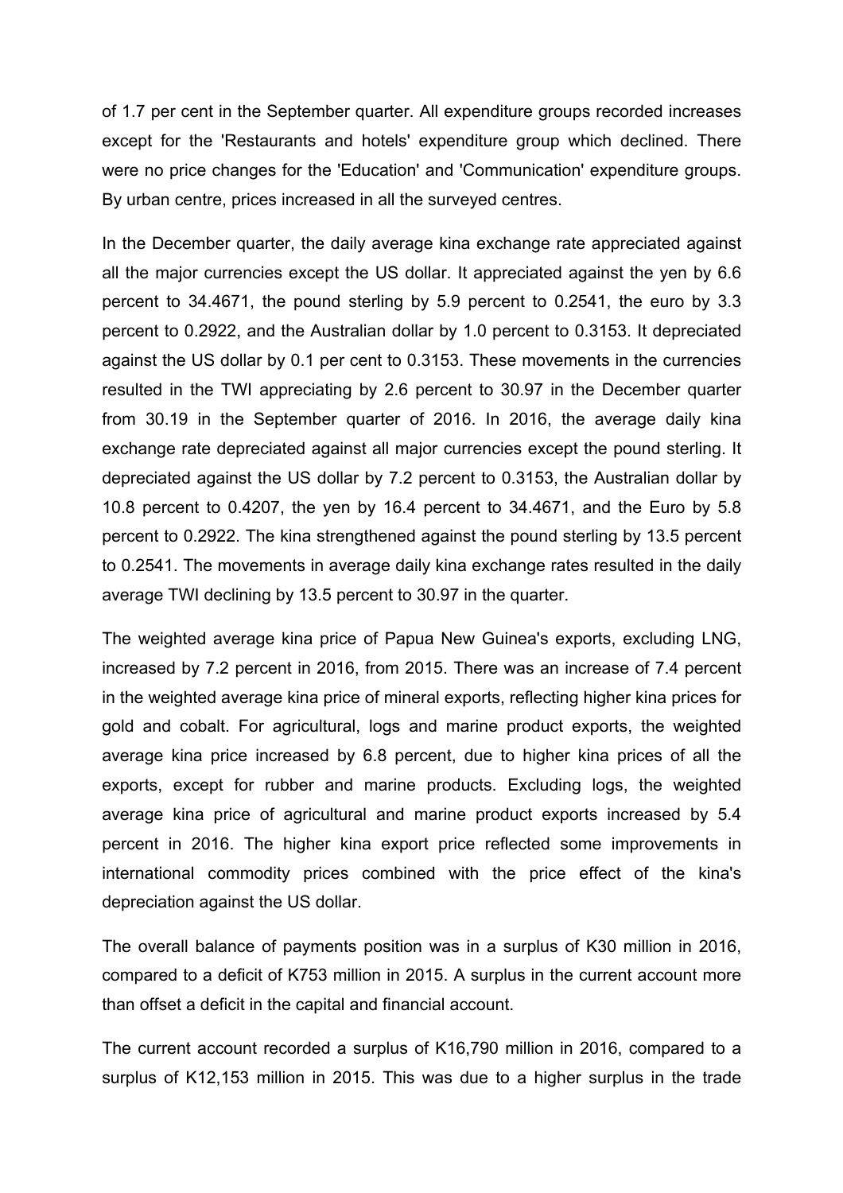of 1.7 per cent in the September quarter. All expenditure groups recorded increases except for the 'Restaurants and hotels' expenditure group which declined. There were no price changes for the 'Education' and 'Communication' expenditure groups. By urban centre, prices increased in all the surveyed centres.

In the December quarter, the daily average kina exchange rate appreciated against all the major currencies except the US dollar. It appreciated against the yen by 6.6 percent to 34.4671, the pound sterling by 5.9 percent to 0.2541, the euro by 3.3 percent to 0.2922, and the Australian dollar by 1.0 percent to 0.3153. It depreciated against the US dollar by 0.1 per cent to 0.3153. These movements in the currencies resulted in the TWI appreciating by 2.6 percent to 30.97 in the December quarter from 30.19 in the September quarter of 2016. In 2016, the average daily kina exchange rate depreciated against all major currencies except the pound sterling. It depreciated against the US dollar by 7.2 percent to 0.3153, the Australian dollar by 10.8 percent to 0.4207, the yen by 16.4 percent to 34.4671, and the Euro by 5.8 percent to 0.2922. The kina strengthened against the pound sterling by 13.5 percent to 0.2541. The movements in average daily kina exchange rates resulted in the daily average TWI declining by 13.5 percent to 30.97 in the quarter.

The weighted average kina price of Papua New Guinea's exports, excluding LNG, increased by 7.2 percent in 2016, from 2015. There was an increase of 7.4 percent in the weighted average kina price of mineral exports, reflecting higher kina prices for gold and cobalt. For agricultural, logs and marine product exports, the weighted average kina price increased by 6.8 percent, due to higher kina prices of all the exports, except for rubber and marine products. Excluding logs, the weighted average kina price of agricultural and marine product exports increased by 5.4 percent in 2016. The higher kina export price reflected some improvements in international commodity prices combined with the price effect of the kina's depreciation against the US dollar.

The overall balance of payments position was in a surplus of K30 million in 2016, compared to a deficit of K753 million in 2015. A surplus in the current account more than offset a deficit in the capital and financial account.

The current account recorded a surplus of K16,790 million in 2016, compared to a surplus of K12,153 million in 2015. This was due to a higher surplus in the trade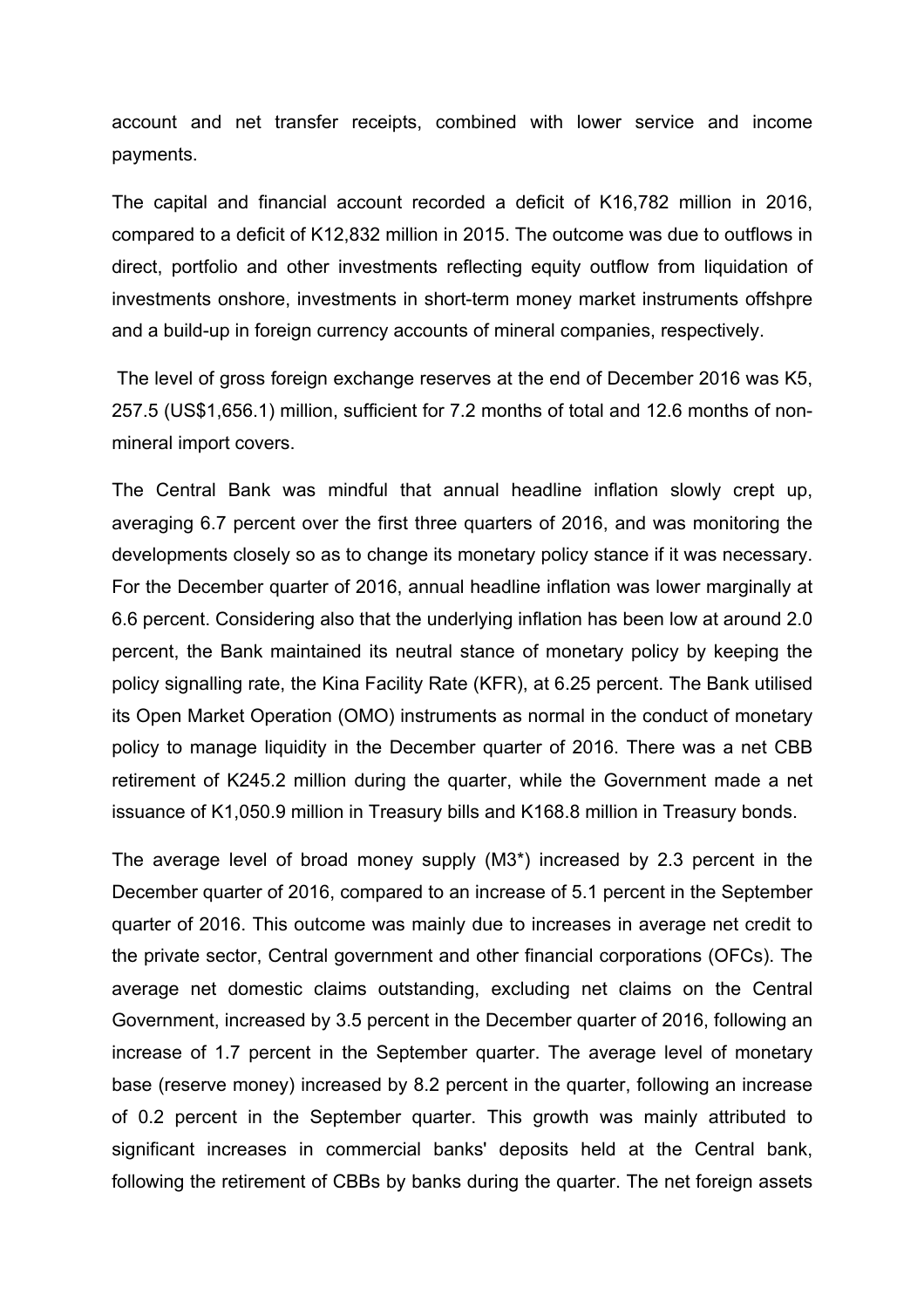account and net transfer receipts, combined with lower service and income payments.

The capital and financial account recorded a deficit of K16,782 million in 2016, compared to a deficit of K12,832 million in 2015. The outcome was due to outflows in direct, portfolio and other investments reflecting equity outflow from liquidation of investments onshore, investments in short-term money market instruments offshpre and a build-up in foreign currency accounts of mineral companies, respectively.

The level of gross foreign exchange reserves at the end of December 2016 was K5, 257.5 (US$1,656.1) million, sufficient for 7.2 months of total and 12.6 months of non-mineral import covers.

The Central Bank was mindful that annual headline inflation slowly crept up, averaging 6.7 percent over the first three quarters of 2016, and was monitoring the developments closely so as to change its monetary policy stance if it was necessary. For the December quarter of 2016, annual headline inflation was lower marginally at 6.6 percent. Considering also that the underlying inflation has been low at around 2.0 percent, the Bank maintained its neutral stance of monetary policy by keeping the policy signalling rate, the Kina Facility Rate (KFR), at 6.25 percent. The Bank utilised its Open Market Operation (OMO) instruments as normal in the conduct of monetary policy to manage liquidity in the December quarter of 2016. There was a net CBB retirement of K245.2 million during the quarter, while the Government made a net issuance of K1,050.9 million in Treasury bills and K168.8 million in Treasury bonds.

The average level of broad money supply (M3*) increased by 2.3 percent in the December quarter of 2016, compared to an increase of 5.1 percent in the September quarter of 2016. This outcome was mainly due to increases in average net credit to the private sector, Central government and other financial corporations (OFCs). The average net domestic claims outstanding, excluding net claims on the Central Government, increased by 3.5 percent in the December quarter of 2016, following an increase of 1.7 percent in the September quarter. The average level of monetary base (reserve money) increased by 8.2 percent in the quarter, following an increase of 0.2 percent in the September quarter. This growth was mainly attributed to significant increases in commercial banks' deposits held at the Central bank, following the retirement of CBBs by banks during the quarter. The net foreign assets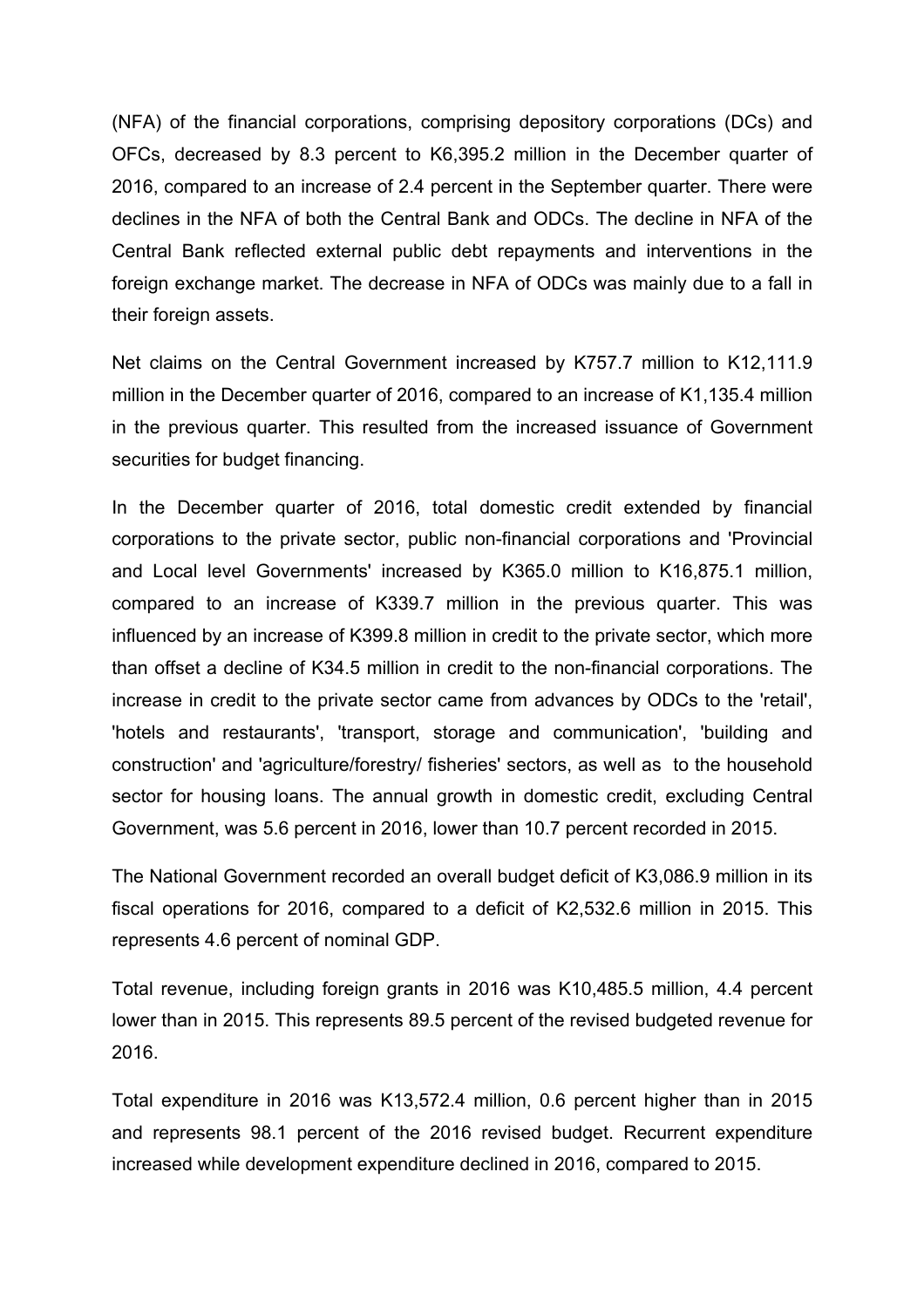(NFA) of the financial corporations, comprising depository corporations (DCs) and OFCs, decreased by 8.3 percent to K6,395.2 million in the December quarter of 2016, compared to an increase of 2.4 percent in the September quarter. There were declines in the NFA of both the Central Bank and ODCs. The decline in NFA of the Central Bank reflected external public debt repayments and interventions in the foreign exchange market. The decrease in NFA of ODCs was mainly due to a fall in their foreign assets.

Net claims on the Central Government increased by K757.7 million to K12,111.9 million in the December quarter of 2016, compared to an increase of K1,135.4 million in the previous quarter. This resulted from the increased issuance of Government securities for budget financing.

In the December quarter of 2016, total domestic credit extended by financial corporations to the private sector, public non-financial corporations and 'Provincial and Local level Governments' increased by K365.0 million to K16,875.1 million, compared to an increase of K339.7 million in the previous quarter. This was influenced by an increase of K399.8 million in credit to the private sector, which more than offset a decline of K34.5 million in credit to the non-financial corporations. The increase in credit to the private sector came from advances by ODCs to the 'retail', 'hotels and restaurants', 'transport, storage and communication', 'building and construction' and 'agriculture/forestry/ fisheries' sectors, as well as to the household sector for housing loans. The annual growth in domestic credit, excluding Central Government, was 5.6 percent in 2016, lower than 10.7 percent recorded in 2015.

The National Government recorded an overall budget deficit of K3,086.9 million in its fiscal operations for 2016, compared to a deficit of K2,532.6 million in 2015. This represents 4.6 percent of nominal GDP.

Total revenue, including foreign grants in 2016 was K10,485.5 million, 4.4 percent lower than in 2015. This represents 89.5 percent of the revised budgeted revenue for 2016.

Total expenditure in 2016 was K13,572.4 million, 0.6 percent higher than in 2015 and represents 98.1 percent of the 2016 revised budget. Recurrent expenditure increased while development expenditure declined in 2016, compared to 2015.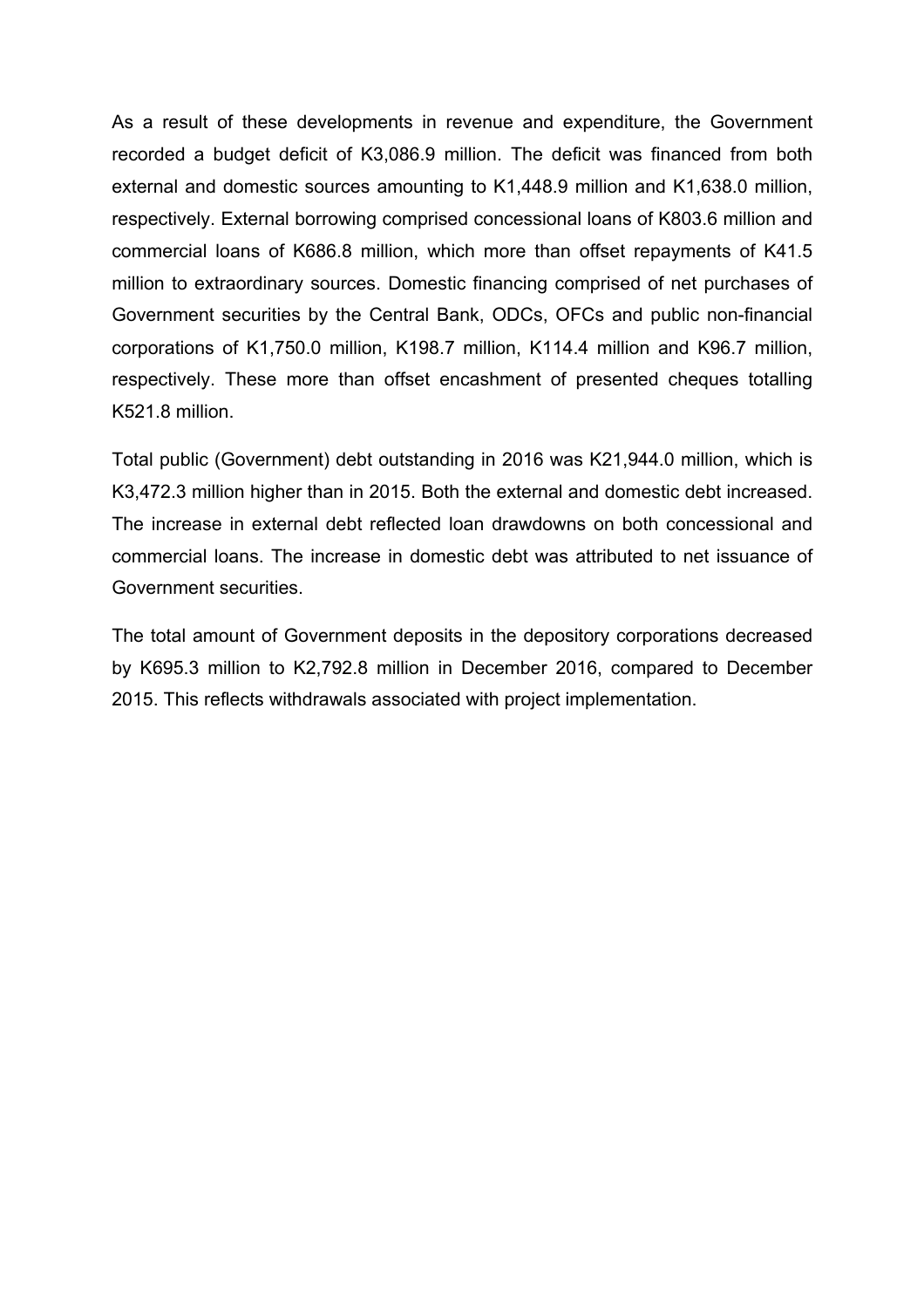As a result of these developments in revenue and expenditure, the Government recorded a budget deficit of K3,086.9 million. The deficit was financed from both external and domestic sources amounting to K1,448.9 million and K1,638.0 million, respectively. External borrowing comprised concessional loans of K803.6 million and commercial loans of K686.8 million, which more than offset repayments of K41.5 million to extraordinary sources. Domestic financing comprised of net purchases of Government securities by the Central Bank, ODCs, OFCs and public non-financial corporations of K1,750.0 million, K198.7 million, K114.4 million and K96.7 million, respectively. These more than offset encashment of presented cheques totalling K521.8 million.

Total public (Government) debt outstanding in 2016 was K21,944.0 million, which is K3,472.3 million higher than in 2015. Both the external and domestic debt increased. The increase in external debt reflected loan drawdowns on both concessional and commercial loans. The increase in domestic debt was attributed to net issuance of Government securities.

The total amount of Government deposits in the depository corporations decreased by K695.3 million to K2,792.8 million in December 2016, compared to December 2015. This reflects withdrawals associated with project implementation.